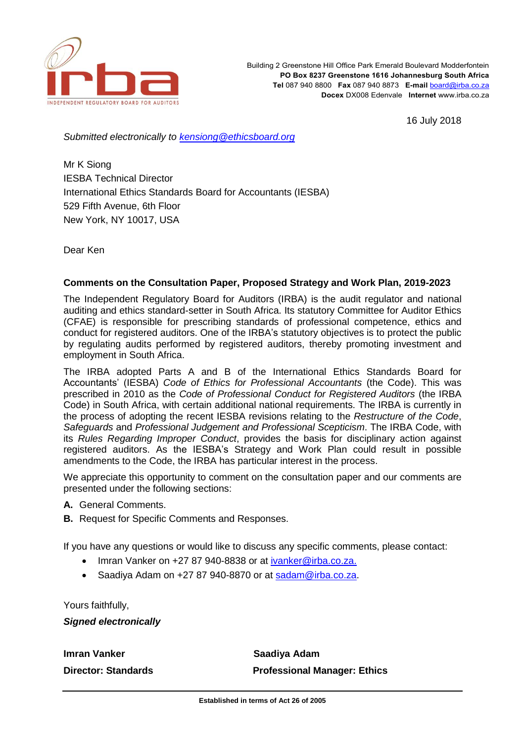irba

INDEPENDENT REGULATORY BOARD FOR AUDITORS

Building 2 Greenstone Hill Office Park Emerald Boulevard Modderfontein
**PO Box 8237 Greenstone 1616 Johannesburg South Africa**
**Tel** 087 940 8800 **Fax** 087 940 8873 **E-mail** board@irba.co.za
**Docex** DX008 Edenvale **Internet** www.irba.co.za

16 July 2018

*Submitted electronically to kensiong@ethicsboard.org*

Mr K Siong
IESBA Technical Director
International Ethics Standards Board for Accountants (IESBA)
529 Fifth Avenue, 6th Floor
New York, NY 10017, USA

Dear Ken

**Comments on the Consultation Paper, Proposed Strategy and Work Plan, 2019-2023**

The Independent Regulatory Board for Auditors (IRBA) is the audit regulator and national auditing and ethics standard-setter in South Africa. Its statutory Committee for Auditor Ethics (CFAE) is responsible for prescribing standards of professional competence, ethics and conduct for registered auditors. One of the IRBA's statutory objectives is to protect the public by regulating audits performed by registered auditors, thereby promoting investment and employment in South Africa.

The IRBA adopted Parts A and B of the International Ethics Standards Board for Accountants' (IESBA) *Code of Ethics for Professional Accountants* (the Code). This was prescribed in 2010 as the *Code of Professional Conduct for Registered Auditors* (the IRBA Code) in South Africa, with certain additional national requirements. The IRBA is currently in the process of adopting the recent IESBA revisions relating to the *Restructure of the Code*, *Safeguards* and *Professional Judgement and Professional Scepticism*. The IRBA Code, with its *Rules Regarding Improper Conduct*, provides the basis for disciplinary action against registered auditors. As the IESBA's Strategy and Work Plan could result in possible amendments to the Code, the IRBA has particular interest in the process.

We appreciate this opportunity to comment on the consultation paper and our comments are presented under the following sections:

**A.** General Comments.

**B.** Request for Specific Comments and Responses.

If you have any questions or would like to discuss any specific comments, please contact:

- Imran Vanker on +27 87 940-8838 or at ivanker@irba.co.za.
- Saadiya Adam on +27 87 940-8870 or at sadam@irba.co.za.

Yours faithfully,

***Signed electronically***

| | |
|---|---|
| **Imran Vanker** | **Saadiya Adam** |
| **Director: Standards** | **Professional Manager: Ethics** |

**Established in terms of Act 26 of 2005**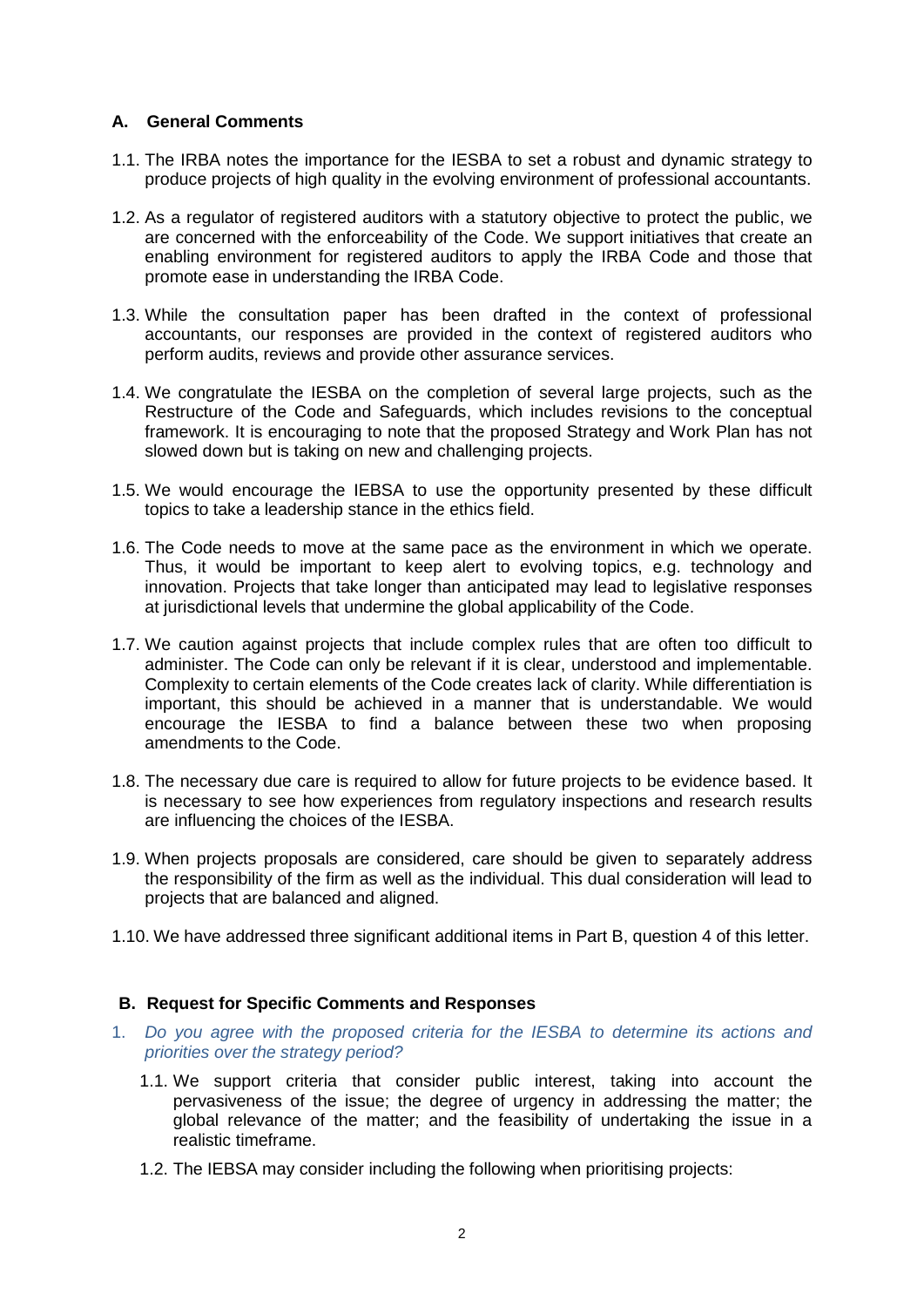## A. General Comments

1.1. The IRBA notes the importance for the IESBA to set a robust and dynamic strategy to produce projects of high quality in the evolving environment of professional accountants.

1.2. As a regulator of registered auditors with a statutory objective to protect the public, we are concerned with the enforceability of the Code. We support initiatives that create an enabling environment for registered auditors to apply the IRBA Code and those that promote ease in understanding the IRBA Code.

1.3. While the consultation paper has been drafted in the context of professional accountants, our responses are provided in the context of registered auditors who perform audits, reviews and provide other assurance services.

1.4. We congratulate the IESBA on the completion of several large projects, such as the Restructure of the Code and Safeguards, which includes revisions to the conceptual framework. It is encouraging to note that the proposed Strategy and Work Plan has not slowed down but is taking on new and challenging projects.

1.5. We would encourage the IEBSA to use the opportunity presented by these difficult topics to take a leadership stance in the ethics field.

1.6. The Code needs to move at the same pace as the environment in which we operate. Thus, it would be important to keep alert to evolving topics, e.g. technology and innovation. Projects that take longer than anticipated may lead to legislative responses at jurisdictional levels that undermine the global applicability of the Code.

1.7. We caution against projects that include complex rules that are often too difficult to administer. The Code can only be relevant if it is clear, understood and implementable. Complexity to certain elements of the Code creates lack of clarity. While differentiation is important, this should be achieved in a manner that is understandable. We would encourage the IESBA to find a balance between these two when proposing amendments to the Code.

1.8. The necessary due care is required to allow for future projects to be evidence based. It is necessary to see how experiences from regulatory inspections and research results are influencing the choices of the IESBA.

1.9. When projects proposals are considered, care should be given to separately address the responsibility of the firm as well as the individual. This dual consideration will lead to projects that are balanced and aligned.

1.10. We have addressed three significant additional items in Part B, question 4 of this letter.

## B. Request for Specific Comments and Responses

1. *Do you agree with the proposed criteria for the IESBA to determine its actions and priorities over the strategy period?*

   1.1. We support criteria that consider public interest, taking into account the pervasiveness of the issue; the degree of urgency in addressing the matter; the global relevance of the matter; and the feasibility of undertaking the issue in a realistic timeframe.

   1.2. The IEBSA may consider including the following when prioritising projects: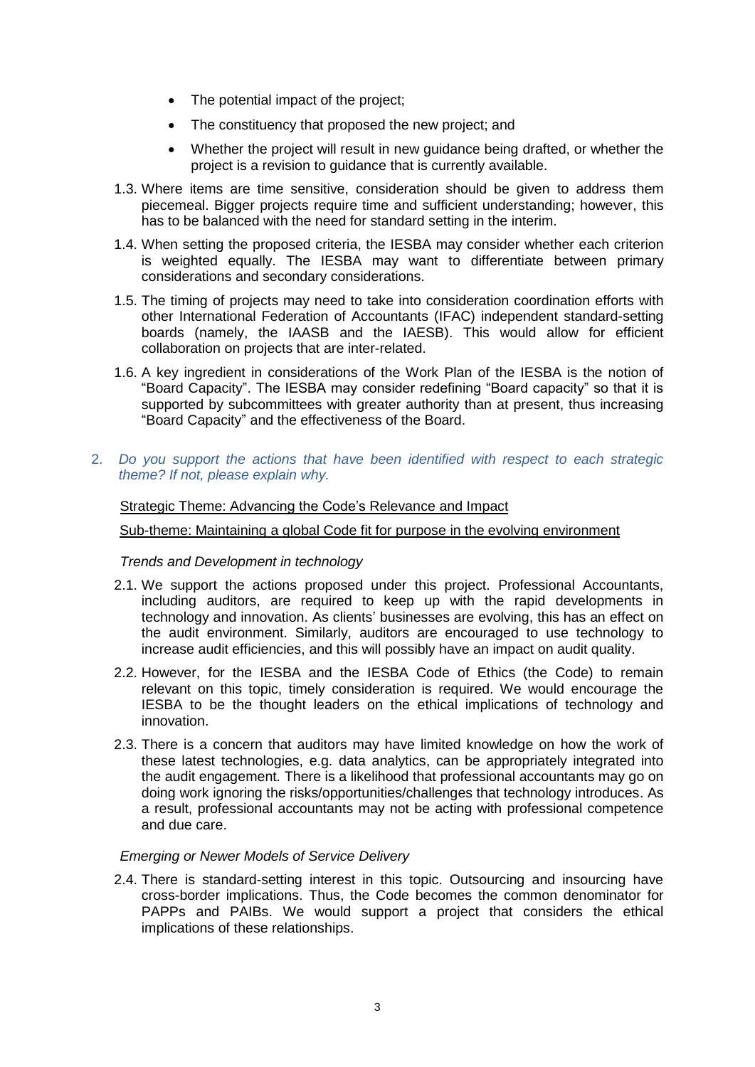- The potential impact of the project;
- The constituency that proposed the new project; and
- Whether the project will result in new guidance being drafted, or whether the project is a revision to guidance that is currently available.

1.3. Where items are time sensitive, consideration should be given to address them piecemeal. Bigger projects require time and sufficient understanding; however, this has to be balanced with the need for standard setting in the interim.

1.4. When setting the proposed criteria, the IESBA may consider whether each criterion is weighted equally. The IESBA may want to differentiate between primary considerations and secondary considerations.

1.5. The timing of projects may need to take into consideration coordination efforts with other International Federation of Accountants (IFAC) independent standard-setting boards (namely, the IAASB and the IAESB). This would allow for efficient collaboration on projects that are inter-related.

1.6. A key ingredient in considerations of the Work Plan of the IESBA is the notion of "Board Capacity". The IESBA may consider redefining "Board capacity" so that it is supported by subcommittees with greater authority than at present, thus increasing "Board Capacity" and the effectiveness of the Board.

2. *Do you support the actions that have been identified with respect to each strategic theme? If not, please explain why.*

<u>Strategic Theme: Advancing the Code's Relevance and Impact</u>

<u>Sub-theme: Maintaining a global Code fit for purpose in the evolving environment</u>

*Trends and Development in technology*

2.1. We support the actions proposed under this project. Professional Accountants, including auditors, are required to keep up with the rapid developments in technology and innovation. As clients' businesses are evolving, this has an effect on the audit environment. Similarly, auditors are encouraged to use technology to increase audit efficiencies, and this will possibly have an impact on audit quality.

2.2. However, for the IESBA and the IESBA Code of Ethics (the Code) to remain relevant on this topic, timely consideration is required. We would encourage the IESBA to be the thought leaders on the ethical implications of technology and innovation.

2.3. There is a concern that auditors may have limited knowledge on how the work of these latest technologies, e.g. data analytics, can be appropriately integrated into the audit engagement. There is a likelihood that professional accountants may go on doing work ignoring the risks/opportunities/challenges that technology introduces. As a result, professional accountants may not be acting with professional competence and due care.

*Emerging or Newer Models of Service Delivery*

2.4. There is standard-setting interest in this topic. Outsourcing and insourcing have cross-border implications. Thus, the Code becomes the common denominator for PAPPs and PAIBs. We would support a project that considers the ethical implications of these relationships.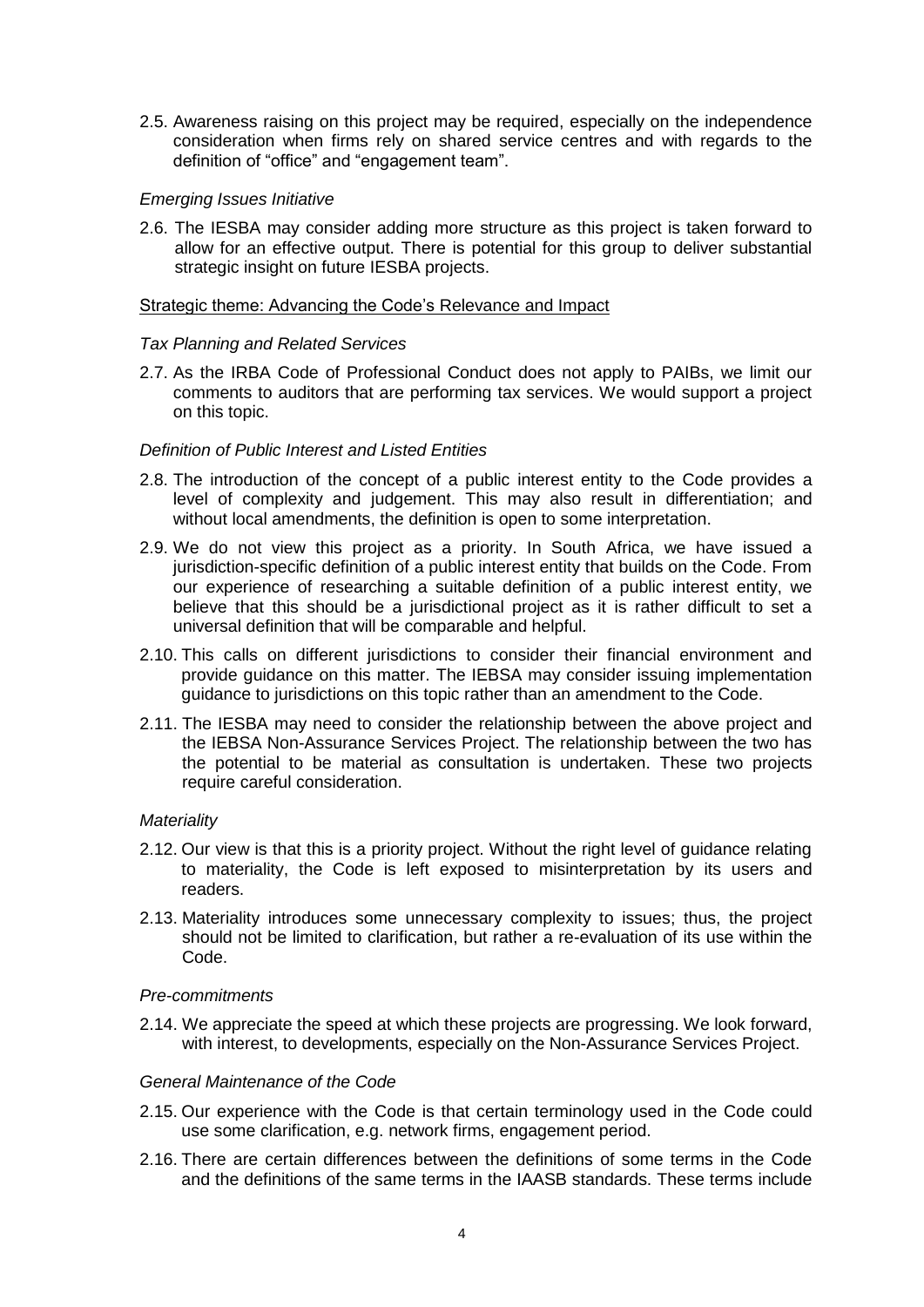2.5. Awareness raising on this project may be required, especially on the independence consideration when firms rely on shared service centres and with regards to the definition of "office" and "engagement team".

*Emerging Issues Initiative*

2.6. The IESBA may consider adding more structure as this project is taken forward to allow for an effective output. There is potential for this group to deliver substantial strategic insight on future IESBA projects.

Strategic theme: Advancing the Code's Relevance and Impact

*Tax Planning and Related Services*

2.7. As the IRBA Code of Professional Conduct does not apply to PAIBs, we limit our comments to auditors that are performing tax services. We would support a project on this topic.

*Definition of Public Interest and Listed Entities*

2.8. The introduction of the concept of a public interest entity to the Code provides a level of complexity and judgement. This may also result in differentiation; and without local amendments, the definition is open to some interpretation.

2.9. We do not view this project as a priority. In South Africa, we have issued a jurisdiction-specific definition of a public interest entity that builds on the Code. From our experience of researching a suitable definition of a public interest entity, we believe that this should be a jurisdictional project as it is rather difficult to set a universal definition that will be comparable and helpful.

2.10. This calls on different jurisdictions to consider their financial environment and provide guidance on this matter. The IEBSA may consider issuing implementation guidance to jurisdictions on this topic rather than an amendment to the Code.

2.11. The IESBA may need to consider the relationship between the above project and the IEBSA Non-Assurance Services Project. The relationship between the two has the potential to be material as consultation is undertaken. These two projects require careful consideration.

*Materiality*

2.12. Our view is that this is a priority project. Without the right level of guidance relating to materiality, the Code is left exposed to misinterpretation by its users and readers.

2.13. Materiality introduces some unnecessary complexity to issues; thus, the project should not be limited to clarification, but rather a re-evaluation of its use within the Code.

*Pre-commitments*

2.14. We appreciate the speed at which these projects are progressing. We look forward, with interest, to developments, especially on the Non-Assurance Services Project.

*General Maintenance of the Code*

2.15. Our experience with the Code is that certain terminology used in the Code could use some clarification, e.g. network firms, engagement period.

2.16. There are certain differences between the definitions of some terms in the Code and the definitions of the same terms in the IAASB standards. These terms include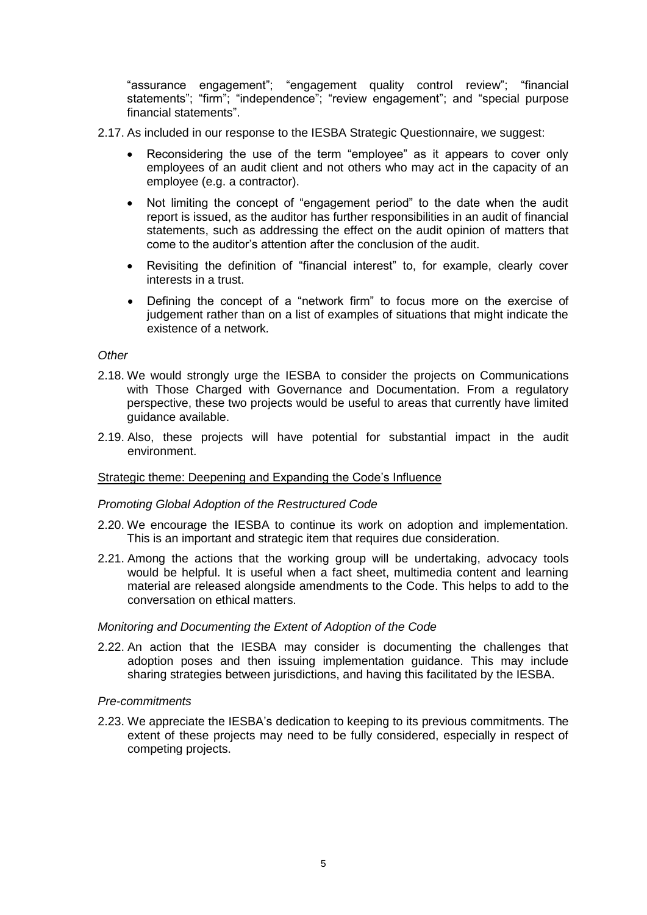"assurance engagement"; "engagement quality control review"; "financial statements"; "firm"; "independence"; "review engagement"; and "special purpose financial statements".

2.17. As included in our response to the IESBA Strategic Questionnaire, we suggest:

- Reconsidering the use of the term "employee" as it appears to cover only employees of an audit client and not others who may act in the capacity of an employee (e.g. a contractor).
- Not limiting the concept of "engagement period" to the date when the audit report is issued, as the auditor has further responsibilities in an audit of financial statements, such as addressing the effect on the audit opinion of matters that come to the auditor's attention after the conclusion of the audit.
- Revisiting the definition of "financial interest" to, for example, clearly cover interests in a trust.
- Defining the concept of a "network firm" to focus more on the exercise of judgement rather than on a list of examples of situations that might indicate the existence of a network.

*Other*

2.18. We would strongly urge the IESBA to consider the projects on Communications with Those Charged with Governance and Documentation. From a regulatory perspective, these two projects would be useful to areas that currently have limited guidance available.

2.19. Also, these projects will have potential for substantial impact in the audit environment.

<u>Strategic theme: Deepening and Expanding the Code's Influence</u>

*Promoting Global Adoption of the Restructured Code*

2.20. We encourage the IESBA to continue its work on adoption and implementation. This is an important and strategic item that requires due consideration.

2.21. Among the actions that the working group will be undertaking, advocacy tools would be helpful. It is useful when a fact sheet, multimedia content and learning material are released alongside amendments to the Code. This helps to add to the conversation on ethical matters.

*Monitoring and Documenting the Extent of Adoption of the Code*

2.22. An action that the IESBA may consider is documenting the challenges that adoption poses and then issuing implementation guidance. This may include sharing strategies between jurisdictions, and having this facilitated by the IESBA.

*Pre-commitments*

2.23. We appreciate the IESBA's dedication to keeping to its previous commitments. The extent of these projects may need to be fully considered, especially in respect of competing projects.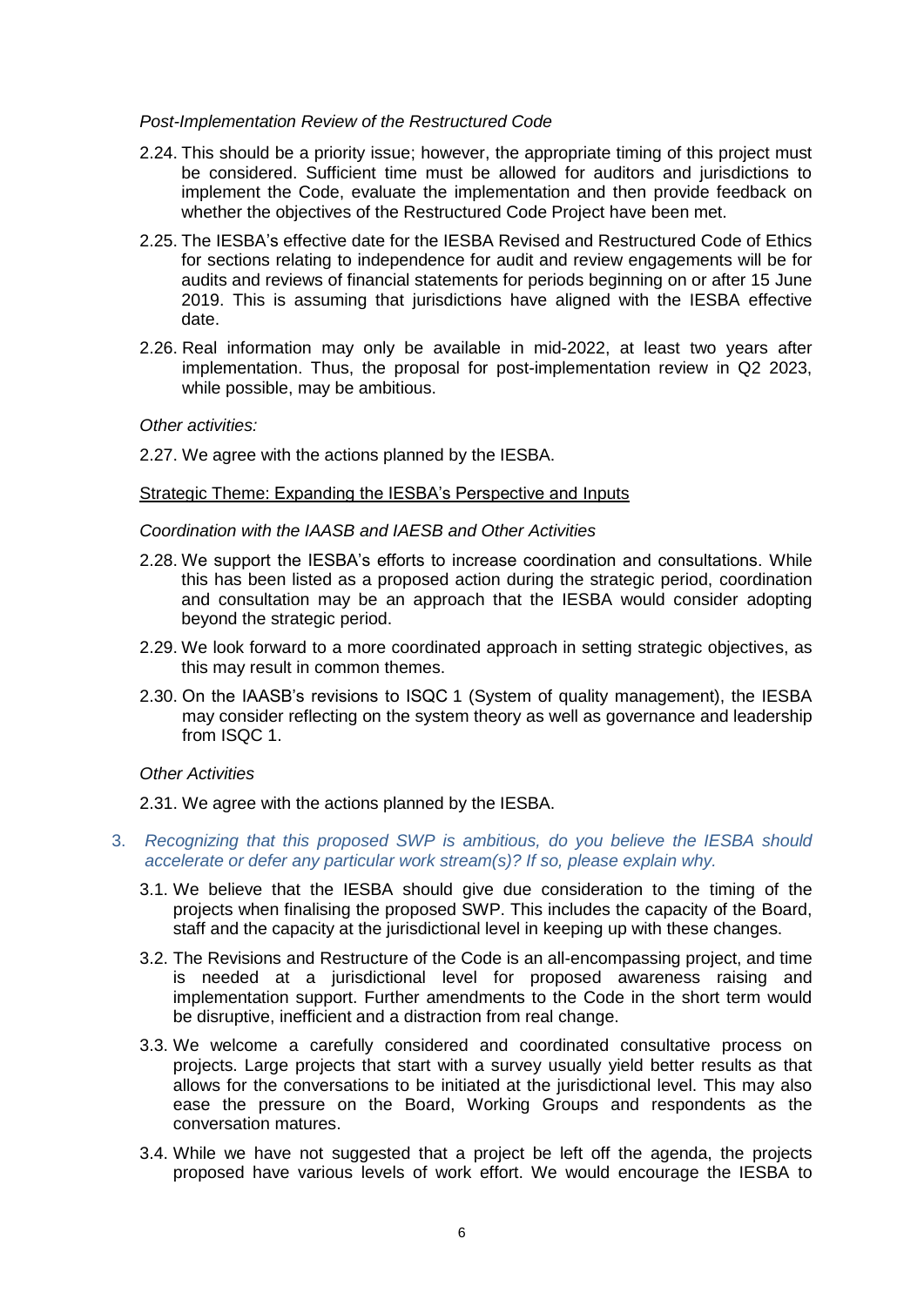*Post-Implementation Review of the Restructured Code*

2.24. This should be a priority issue; however, the appropriate timing of this project must be considered. Sufficient time must be allowed for auditors and jurisdictions to implement the Code, evaluate the implementation and then provide feedback on whether the objectives of the Restructured Code Project have been met.

2.25. The IESBA's effective date for the IESBA Revised and Restructured Code of Ethics for sections relating to independence for audit and review engagements will be for audits and reviews of financial statements for periods beginning on or after 15 June 2019. This is assuming that jurisdictions have aligned with the IESBA effective date.

2.26. Real information may only be available in mid-2022, at least two years after implementation. Thus, the proposal for post-implementation review in Q2 2023, while possible, may be ambitious.

*Other activities:*

2.27. We agree with the actions planned by the IESBA.

Strategic Theme: Expanding the IESBA's Perspective and Inputs

*Coordination with the IAASB and IAESB and Other Activities*

2.28. We support the IESBA's efforts to increase coordination and consultations. While this has been listed as a proposed action during the strategic period, coordination and consultation may be an approach that the IESBA would consider adopting beyond the strategic period.

2.29. We look forward to a more coordinated approach in setting strategic objectives, as this may result in common themes.

2.30. On the IAASB's revisions to ISQC 1 (System of quality management), the IESBA may consider reflecting on the system theory as well as governance and leadership from ISQC 1.

*Other Activities*

2.31. We agree with the actions planned by the IESBA.

3. *Recognizing that this proposed SWP is ambitious, do you believe the IESBA should accelerate or defer any particular work stream(s)? If so, please explain why.*

3.1. We believe that the IESBA should give due consideration to the timing of the projects when finalising the proposed SWP. This includes the capacity of the Board, staff and the capacity at the jurisdictional level in keeping up with these changes.

3.2. The Revisions and Restructure of the Code is an all-encompassing project, and time is needed at a jurisdictional level for proposed awareness raising and implementation support. Further amendments to the Code in the short term would be disruptive, inefficient and a distraction from real change.

3.3. We welcome a carefully considered and coordinated consultative process on projects. Large projects that start with a survey usually yield better results as that allows for the conversations to be initiated at the jurisdictional level. This may also ease the pressure on the Board, Working Groups and respondents as the conversation matures.

3.4. While we have not suggested that a project be left off the agenda, the projects proposed have various levels of work effort. We would encourage the IESBA to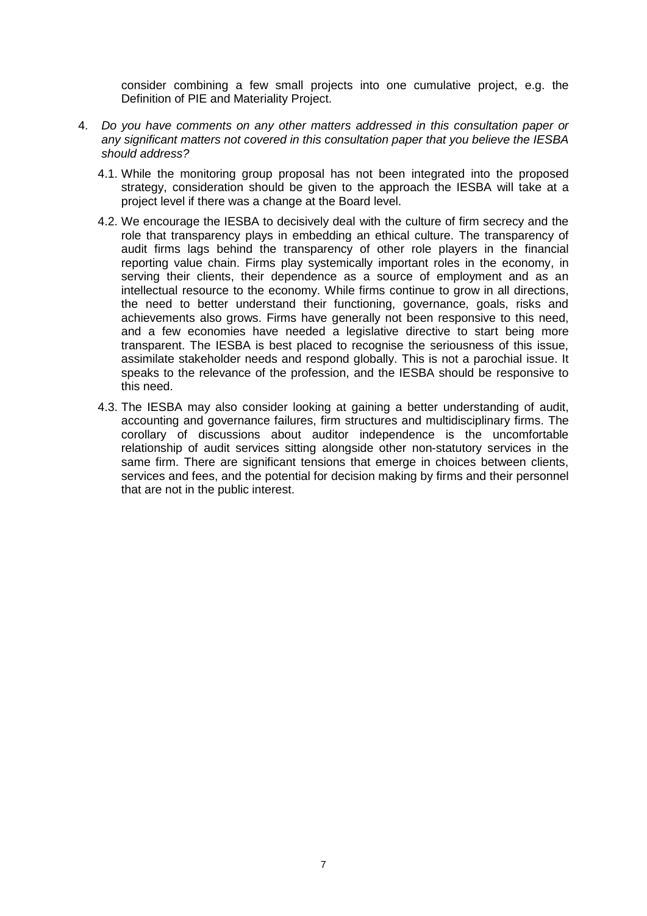consider combining a few small projects into one cumulative project, e.g. the Definition of PIE and Materiality Project.

4. *Do you have comments on any other matters addressed in this consultation paper or any significant matters not covered in this consultation paper that you believe the IESBA should address?*

   4.1. While the monitoring group proposal has not been integrated into the proposed strategy, consideration should be given to the approach the IESBA will take at a project level if there was a change at the Board level.

   4.2. We encourage the IESBA to decisively deal with the culture of firm secrecy and the role that transparency plays in embedding an ethical culture. The transparency of audit firms lags behind the transparency of other role players in the financial reporting value chain. Firms play systemically important roles in the economy, in serving their clients, their dependence as a source of employment and as an intellectual resource to the economy. While firms continue to grow in all directions, the need to better understand their functioning, governance, goals, risks and achievements also grows. Firms have generally not been responsive to this need, and a few economies have needed a legislative directive to start being more transparent. The IESBA is best placed to recognise the seriousness of this issue, assimilate stakeholder needs and respond globally. This is not a parochial issue. It speaks to the relevance of the profession, and the IESBA should be responsive to this need.

   4.3. The IESBA may also consider looking at gaining a better understanding of audit, accounting and governance failures, firm structures and multidisciplinary firms. The corollary of discussions about auditor independence is the uncomfortable relationship of audit services sitting alongside other non-statutory services in the same firm. There are significant tensions that emerge in choices between clients, services and fees, and the potential for decision making by firms and their personnel that are not in the public interest.